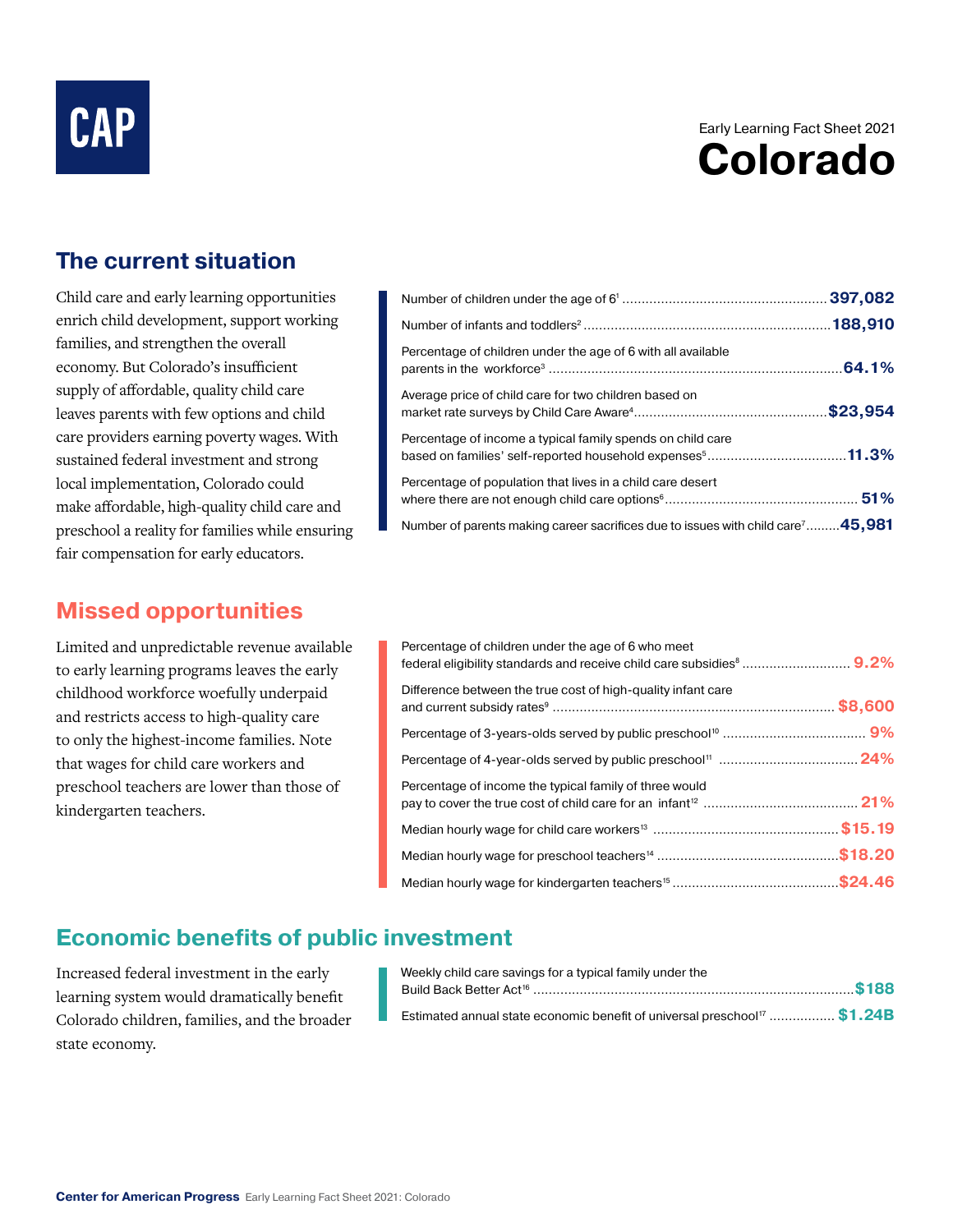CAP

Early Learning Fact Sheet 2021

# Colorado

## The current situation

Child care and early learning opportunities enrich child development, support working families, and strengthen the overall economy. But Colorado's insufficient supply of affordable, quality child care leaves parents with few options and child care providers earning poverty wages. With sustained federal investment and strong local implementation, Colorado could make affordable, high-quality child care and preschool a reality for families while ensuring fair compensation for early educators.

| Indicator | Value |
|---|---|
| Number of children under the age of 6[1] | **397,082** |
| Number of infants and toddlers[2] | **188,910** |
| Percentage of children under the age of 6 with all available parents in the workforce[3] | **64.1%** |
| Average price of child care for two children based on market rate surveys by Child Care Aware[4] | **$23,954** |
| Percentage of income a typical family spends on child care based on families' self-reported household expenses[5] | **11.3%** |
| Percentage of population that lives in a child care desert where there are not enough child care options[6] | **51%** |
| Number of parents making career sacrifices due to issues with child care[7] | **45,981** |

## Missed opportunities

Limited and unpredictable revenue available to early learning programs leaves the early childhood workforce woefully underpaid and restricts access to high-quality care to only the highest-income families. Note that wages for child care workers and preschool teachers are lower than those of kindergarten teachers.

| Indicator | Value |
|---|---|
| Percentage of children under the age of 6 who meet federal eligibility standards and receive child care subsidies[8] | **9.2%** |
| Difference between the true cost of high-quality infant care and current subsidy rates[9] | **$8,600** |
| Percentage of 3-years-olds served by public preschool[10] | **9%** |
| Percentage of 4-year-olds served by public preschool[11] | **24%** |
| Percentage of income the typical family of three would pay to cover the true cost of child care for an infant[12] | **21%** |
| Median hourly wage for child care workers[13] | **$15.19** |
| Median hourly wage for preschool teachers[14] | **$18.20** |
| Median hourly wage for kindergarten teachers[15] | **$24.46** |

## Economic benefits of public investment

Increased federal investment in the early learning system would dramatically benefit Colorado children, families, and the broader state economy.

| Indicator | Value |
|---|---|
| Weekly child care savings for a typical family under the Build Back Better Act[16] | **$188** |
| Estimated annual state economic benefit of universal preschool[17] | **$1.24B** |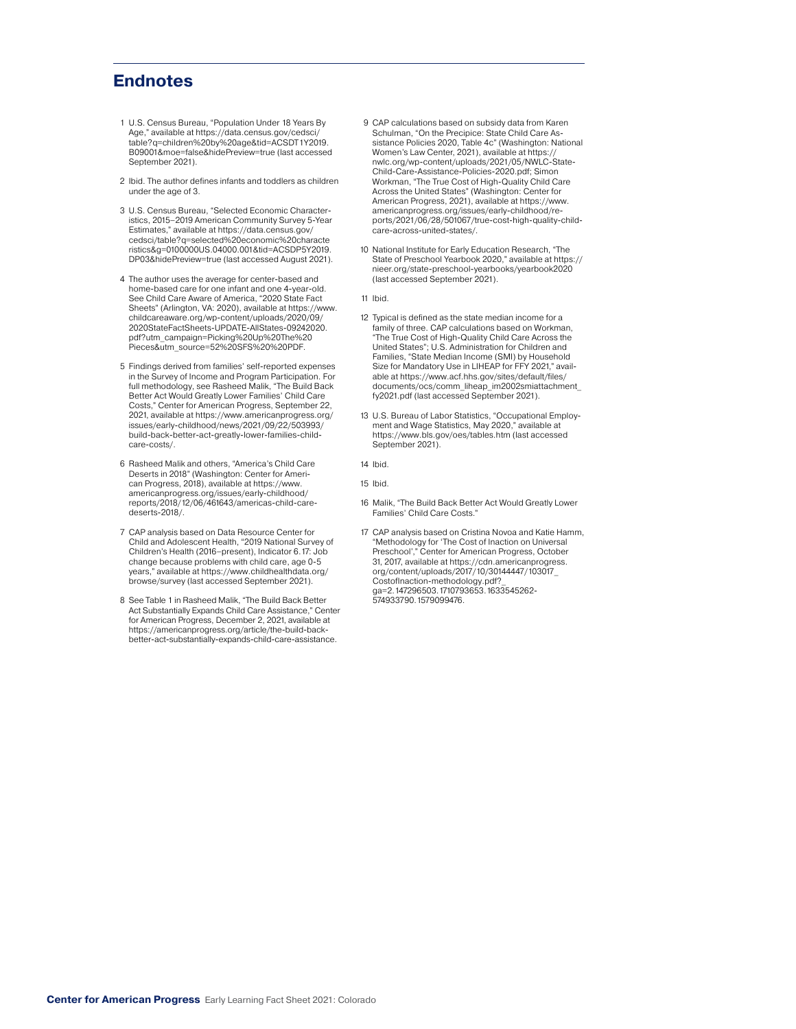## Endnotes

1. U.S. Census Bureau, "Population Under 18 Years By Age," available at https://data.census.gov/cedsci/table?q=children%20by%20age&tid=ACSDT1Y2019.B09001&moe=false&hidePreview=true (last accessed September 2021).

2. Ibid. The author defines infants and toddlers as children under the age of 3.

3. U.S. Census Bureau, "Selected Economic Characteristics, 2015–2019 American Community Survey 5-Year Estimates," available at https://data.census.gov/cedsci/table?q=selected%20economic%20characteristics&g=0100000US.04000.001&tid=ACSDP5Y2019.DP03&hidePreview=true (last accessed August 2021).

4. The author uses the average for center-based and home-based care for one infant and one 4-year-old. See Child Care Aware of America, "2020 State Fact Sheets" (Arlington, VA: 2020), available at https://www.childcareaware.org/wp-content/uploads/2020/09/2020StateFactSheets-UPDATE-AllStates-09242020.pdf?utm_campaign=Picking%20Up%20The%20Pieces&utm_source=52%20SFS%20%20PDF.

5. Findings derived from families' self-reported expenses in the Survey of Income and Program Participation. For full methodology, see Rasheed Malik, "The Build Back Better Act Would Greatly Lower Families' Child Care Costs," Center for American Progress, September 22, 2021, available at https://www.americanprogress.org/issues/early-childhood/news/2021/09/22/503993/build-back-better-act-greatly-lower-families-child-care-costs/.

6. Rasheed Malik and others, "America's Child Care Deserts in 2018" (Washington: Center for American Progress, 2018), available at https://www.americanprogress.org/issues/early-childhood/reports/2018/12/06/461643/americas-child-care-deserts-2018/.

7. CAP analysis based on Data Resource Center for Child and Adolescent Health, "2019 National Survey of Children's Health (2016–present), Indicator 6.17: Job change because problems with child care, age 0-5 years," available at https://www.childhealthdata.org/browse/survey (last accessed September 2021).

8. See Table 1 in Rasheed Malik, "The Build Back Better Act Substantially Expands Child Care Assistance," Center for American Progress, December 2, 2021, available at https://americanprogress.org/article/the-build-back-better-act-substantially-expands-child-care-assistance.

9. CAP calculations based on subsidy data from Karen Schulman, "On the Precipice: State Child Care Assistance Policies 2020, Table 4c" (Washington: National Women's Law Center, 2021), available at https://nwlc.org/wp-content/uploads/2021/05/NWLC-State-Child-Care-Assistance-Policies-2020.pdf; Simon Workman, "The True Cost of High-Quality Child Care Across the United States" (Washington: Center for American Progress, 2021), available at https://www.americanprogress.org/issues/early-childhood/reports/2021/06/28/501067/true-cost-high-quality-child-care-across-united-states/.

10. National Institute for Early Education Research, "The State of Preschool Yearbook 2020," available at https://nieer.org/state-preschool-yearbooks/yearbook2020 (last accessed September 2021).

11. Ibid.

12. Typical is defined as the state median income for a family of three. CAP calculations based on Workman, "The True Cost of High-Quality Child Care Across the United States"; U.S. Administration for Children and Families, "State Median Income (SMI) by Household Size for Mandatory Use in LIHEAP for FFY 2021," available at https://www.acf.hhs.gov/sites/default/files/documents/ocs/comm_liheap_im2002smiattachment_fy2021.pdf (last accessed September 2021).

13. U.S. Bureau of Labor Statistics, "Occupational Employment and Wage Statistics, May 2020," available at https://www.bls.gov/oes/tables.htm (last accessed September 2021).

14. Ibid.

15. Ibid.

16. Malik, "The Build Back Better Act Would Greatly Lower Families' Child Care Costs."

17. CAP analysis based on Cristina Novoa and Katie Hamm, "Methodology for 'The Cost of Inaction on Universal Preschool'," Center for American Progress, October 31, 2017, available at https://cdn.americanprogress.org/content/uploads/2017/10/30144447/103017_CostofInaction-methodology.pdf?_ga=2.147296503.1710793653.1633545262-574933790.1579099476.